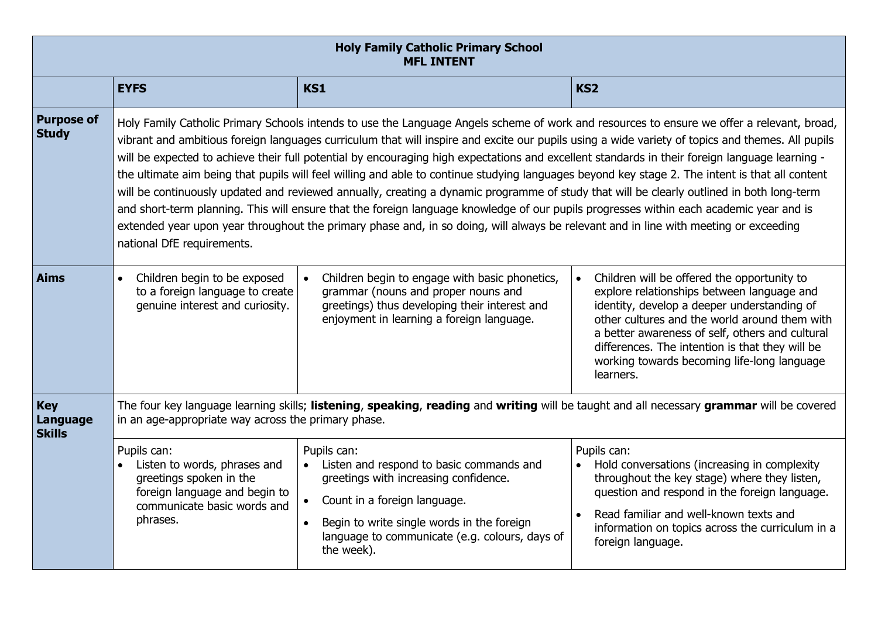| Holy Family Catholic Primary School MFL INTENT | | | |
|---|---|---|---|
| | **EYFS** | **KS1** | **KS2** |
| **Purpose of Study** | Holy Family Catholic Primary Schools intends to use the Language Angels scheme of work and resources to ensure we offer a relevant, broad, vibrant and ambitious foreign languages curriculum that will inspire and excite our pupils using a wide variety of topics and themes. All pupils will be expected to achieve their full potential by encouraging high expectations and excellent standards in their foreign language learning - the ultimate aim being that pupils will feel willing and able to continue studying languages beyond key stage 2. The intent is that all content will be continuously updated and reviewed annually, creating a dynamic programme of study that will be clearly outlined in both long-term and short-term planning. This will ensure that the foreign language knowledge of our pupils progresses within each academic year and is extended year upon year throughout the primary phase and, in so doing, will always be relevant and in line with meeting or exceeding national DfE requirements. | | |
| **Aims** | • Children begin to be exposed to a foreign language to create genuine interest and curiosity. | • Children begin to engage with basic phonetics, grammar (nouns and proper nouns and greetings) thus developing their interest and enjoyment in learning a foreign language. | • Children will be offered the opportunity to explore relationships between language and identity, develop a deeper understanding of other cultures and the world around them with a better awareness of self, others and cultural differences. The intention is that they will be working towards becoming life-long language learners. |
| **Key Language Skills** | The four key language learning skills; **listening**, **speaking**, **reading** and **writing** will be taught and all necessary **grammar** will be covered in an age-appropriate way across the primary phase. | | |
| | Pupils can:<br>• Listen to words, phrases and greetings spoken in the foreign language and begin to communicate basic words and phrases. | Pupils can:<br>• Listen and respond to basic commands and greetings with increasing confidence.<br>• Count in a foreign language.<br>• Begin to write single words in the foreign language to communicate (e.g. colours, days of the week). | Pupils can:<br>• Hold conversations (increasing in complexity throughout the key stage) where they listen, question and respond in the foreign language.<br>• Read familiar and well-known texts and information on topics across the curriculum in a foreign language. |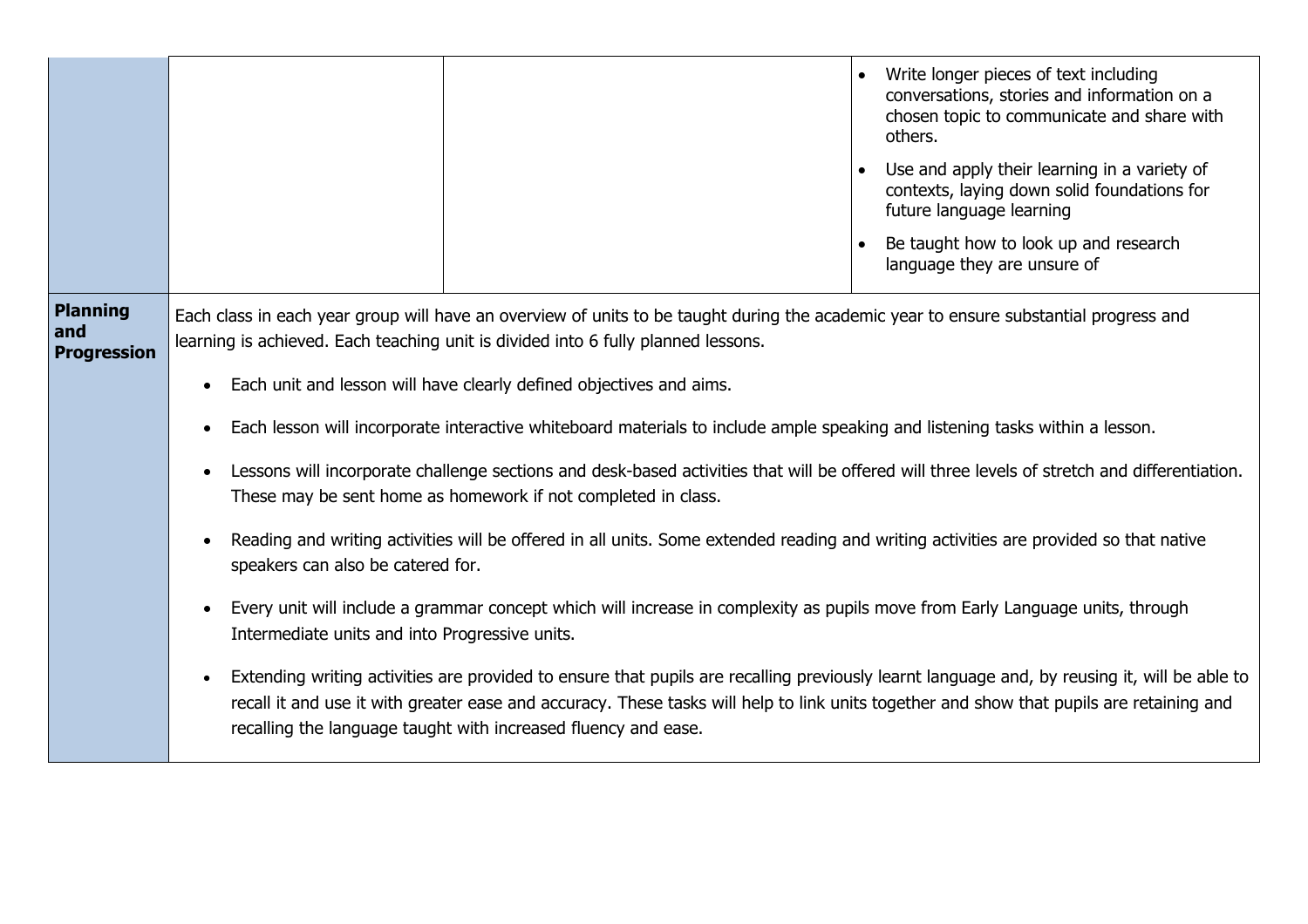| | | | |
|---|---|---|---|
| | | | <ul><li>Write longer pieces of text including conversations, stories and information on a chosen topic to communicate and share with others.</li><li>Use and apply their learning in a variety of contexts, laying down solid foundations for future language learning</li><li>Be taught how to look up and research language they are unsure of</li></ul> |
| **Planning and Progression** | Each class in each year group will have an overview of units to be taught during the academic year to ensure substantial progress and learning is achieved. Each teaching unit is divided into 6 fully planned lessons.<ul><li>Each unit and lesson will have clearly defined objectives and aims.</li><li>Each lesson will incorporate interactive whiteboard materials to include ample speaking and listening tasks within a lesson.</li><li>Lessons will incorporate challenge sections and desk-based activities that will be offered will three levels of stretch and differentiation. These may be sent home as homework if not completed in class.</li><li>Reading and writing activities will be offered in all units. Some extended reading and writing activities are provided so that native speakers can also be catered for.</li><li>Every unit will include a grammar concept which will increase in complexity as pupils move from Early Language units, through Intermediate units and into Progressive units.</li><li>Extending writing activities are provided to ensure that pupils are recalling previously learnt language and, by reusing it, will be able to recall it and use it with greater ease and accuracy. These tasks will help to link units together and show that pupils are retaining and recalling the language taught with increased fluency and ease.</li></ul> | | |